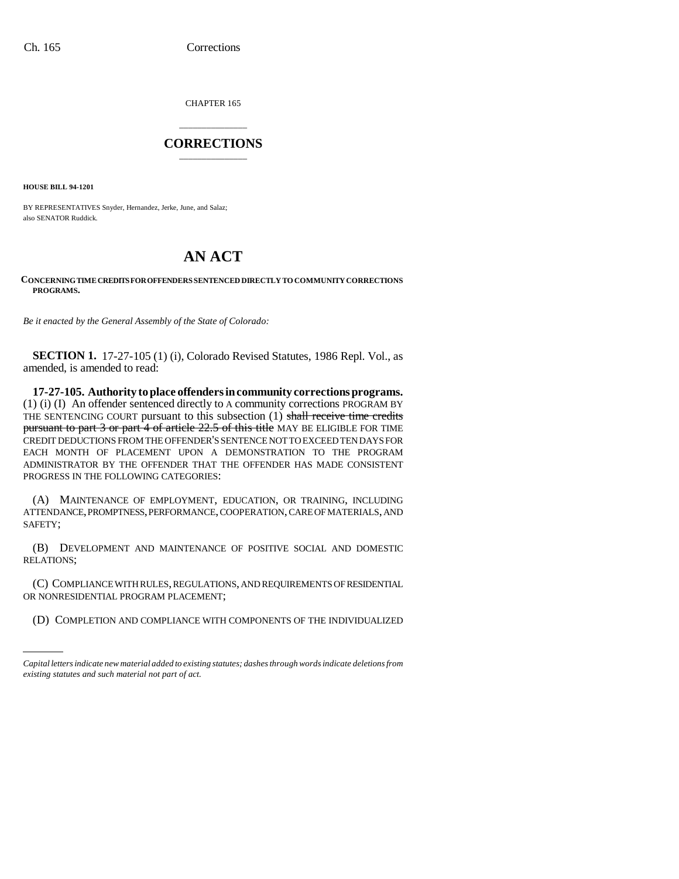CHAPTER 165

# CORRECTIONS

**HOUSE BILL 94-1201**

BY REPRESENTATIVES Snyder, Hernandez, Jerke, June, and Salaz;
also SENATOR Ruddick.

# AN ACT

**CONCERNING TIME CREDITS FOR OFFENDERS SENTENCED DIRECTLY TO COMMUNITY CORRECTIONS PROGRAMS.**

*Be it enacted by the General Assembly of the State of Colorado:*

**SECTION 1.** 17-27-105 (1) (i), Colorado Revised Statutes, 1986 Repl. Vol., as amended, is amended to read:

**17-27-105. Authority to place offenders in community corrections programs.** (1) (i) (I) An offender sentenced directly to A community corrections PROGRAM BY THE SENTENCING COURT pursuant to this subsection (1) ~~shall receive time credits pursuant to part 3 or part 4 of article 22.5 of this title~~ MAY BE ELIGIBLE FOR TIME CREDIT DEDUCTIONS FROM THE OFFENDER'S SENTENCE NOT TO EXCEED TEN DAYS FOR EACH MONTH OF PLACEMENT UPON A DEMONSTRATION TO THE PROGRAM ADMINISTRATOR BY THE OFFENDER THAT THE OFFENDER HAS MADE CONSISTENT PROGRESS IN THE FOLLOWING CATEGORIES:

(A) MAINTENANCE OF EMPLOYMENT, EDUCATION, OR TRAINING, INCLUDING ATTENDANCE, PROMPTNESS, PERFORMANCE, COOPERATION, CARE OF MATERIALS, AND SAFETY;

(B) DEVELOPMENT AND MAINTENANCE OF POSITIVE SOCIAL AND DOMESTIC RELATIONS;

(C) COMPLIANCE WITH RULES, REGULATIONS, AND REQUIREMENTS OF RESIDENTIAL OR NONRESIDENTIAL PROGRAM PLACEMENT;

(D) COMPLETION AND COMPLIANCE WITH COMPONENTS OF THE INDIVIDUALIZED

*Capital letters indicate new material added to existing statutes; dashes through words indicate deletions from existing statutes and such material not part of act.*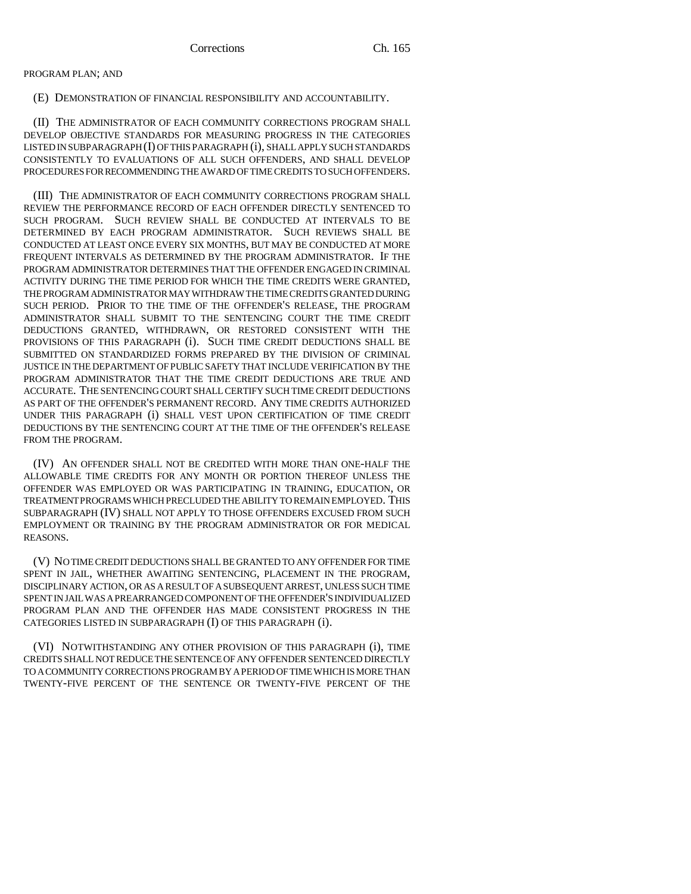PROGRAM PLAN; AND

(E) DEMONSTRATION OF FINANCIAL RESPONSIBILITY AND ACCOUNTABILITY.

(II) THE ADMINISTRATOR OF EACH COMMUNITY CORRECTIONS PROGRAM SHALL DEVELOP OBJECTIVE STANDARDS FOR MEASURING PROGRESS IN THE CATEGORIES LISTED IN SUBPARAGRAPH (I) OF THIS PARAGRAPH (i), SHALL APPLY SUCH STANDARDS CONSISTENTLY TO EVALUATIONS OF ALL SUCH OFFENDERS, AND SHALL DEVELOP PROCEDURES FOR RECOMMENDING THE AWARD OF TIME CREDITS TO SUCH OFFENDERS.

(III) THE ADMINISTRATOR OF EACH COMMUNITY CORRECTIONS PROGRAM SHALL REVIEW THE PERFORMANCE RECORD OF EACH OFFENDER DIRECTLY SENTENCED TO SUCH PROGRAM. SUCH REVIEW SHALL BE CONDUCTED AT INTERVALS TO BE DETERMINED BY EACH PROGRAM ADMINISTRATOR. SUCH REVIEWS SHALL BE CONDUCTED AT LEAST ONCE EVERY SIX MONTHS, BUT MAY BE CONDUCTED AT MORE FREQUENT INTERVALS AS DETERMINED BY THE PROGRAM ADMINISTRATOR. IF THE PROGRAM ADMINISTRATOR DETERMINES THAT THE OFFENDER ENGAGED IN CRIMINAL ACTIVITY DURING THE TIME PERIOD FOR WHICH THE TIME CREDITS WERE GRANTED, THE PROGRAM ADMINISTRATOR MAY WITHDRAW THE TIME CREDITS GRANTED DURING SUCH PERIOD. PRIOR TO THE TIME OF THE OFFENDER'S RELEASE, THE PROGRAM ADMINISTRATOR SHALL SUBMIT TO THE SENTENCING COURT THE TIME CREDIT DEDUCTIONS GRANTED, WITHDRAWN, OR RESTORED CONSISTENT WITH THE PROVISIONS OF THIS PARAGRAPH (i). SUCH TIME CREDIT DEDUCTIONS SHALL BE SUBMITTED ON STANDARDIZED FORMS PREPARED BY THE DIVISION OF CRIMINAL JUSTICE IN THE DEPARTMENT OF PUBLIC SAFETY THAT INCLUDE VERIFICATION BY THE PROGRAM ADMINISTRATOR THAT THE TIME CREDIT DEDUCTIONS ARE TRUE AND ACCURATE. THE SENTENCING COURT SHALL CERTIFY SUCH TIME CREDIT DEDUCTIONS AS PART OF THE OFFENDER'S PERMANENT RECORD. ANY TIME CREDITS AUTHORIZED UNDER THIS PARAGRAPH (i) SHALL VEST UPON CERTIFICATION OF TIME CREDIT DEDUCTIONS BY THE SENTENCING COURT AT THE TIME OF THE OFFENDER'S RELEASE FROM THE PROGRAM.

(IV) AN OFFENDER SHALL NOT BE CREDITED WITH MORE THAN ONE-HALF THE ALLOWABLE TIME CREDITS FOR ANY MONTH OR PORTION THEREOF UNLESS THE OFFENDER WAS EMPLOYED OR WAS PARTICIPATING IN TRAINING, EDUCATION, OR TREATMENT PROGRAMS WHICH PRECLUDED THE ABILITY TO REMAIN EMPLOYED. THIS SUBPARAGRAPH (IV) SHALL NOT APPLY TO THOSE OFFENDERS EXCUSED FROM SUCH EMPLOYMENT OR TRAINING BY THE PROGRAM ADMINISTRATOR OR FOR MEDICAL REASONS.

(V) NO TIME CREDIT DEDUCTIONS SHALL BE GRANTED TO ANY OFFENDER FOR TIME SPENT IN JAIL, WHETHER AWAITING SENTENCING, PLACEMENT IN THE PROGRAM, DISCIPLINARY ACTION, OR AS A RESULT OF A SUBSEQUENT ARREST, UNLESS SUCH TIME SPENT IN JAIL WAS A PREARRANGED COMPONENT OF THE OFFENDER'S INDIVIDUALIZED PROGRAM PLAN AND THE OFFENDER HAS MADE CONSISTENT PROGRESS IN THE CATEGORIES LISTED IN SUBPARAGRAPH (I) OF THIS PARAGRAPH (i).

(VI) NOTWITHSTANDING ANY OTHER PROVISION OF THIS PARAGRAPH (i), TIME CREDITS SHALL NOT REDUCE THE SENTENCE OF ANY OFFENDER SENTENCED DIRECTLY TO A COMMUNITY CORRECTIONS PROGRAM BY A PERIOD OF TIME WHICH IS MORE THAN TWENTY-FIVE PERCENT OF THE SENTENCE OR TWENTY-FIVE PERCENT OF THE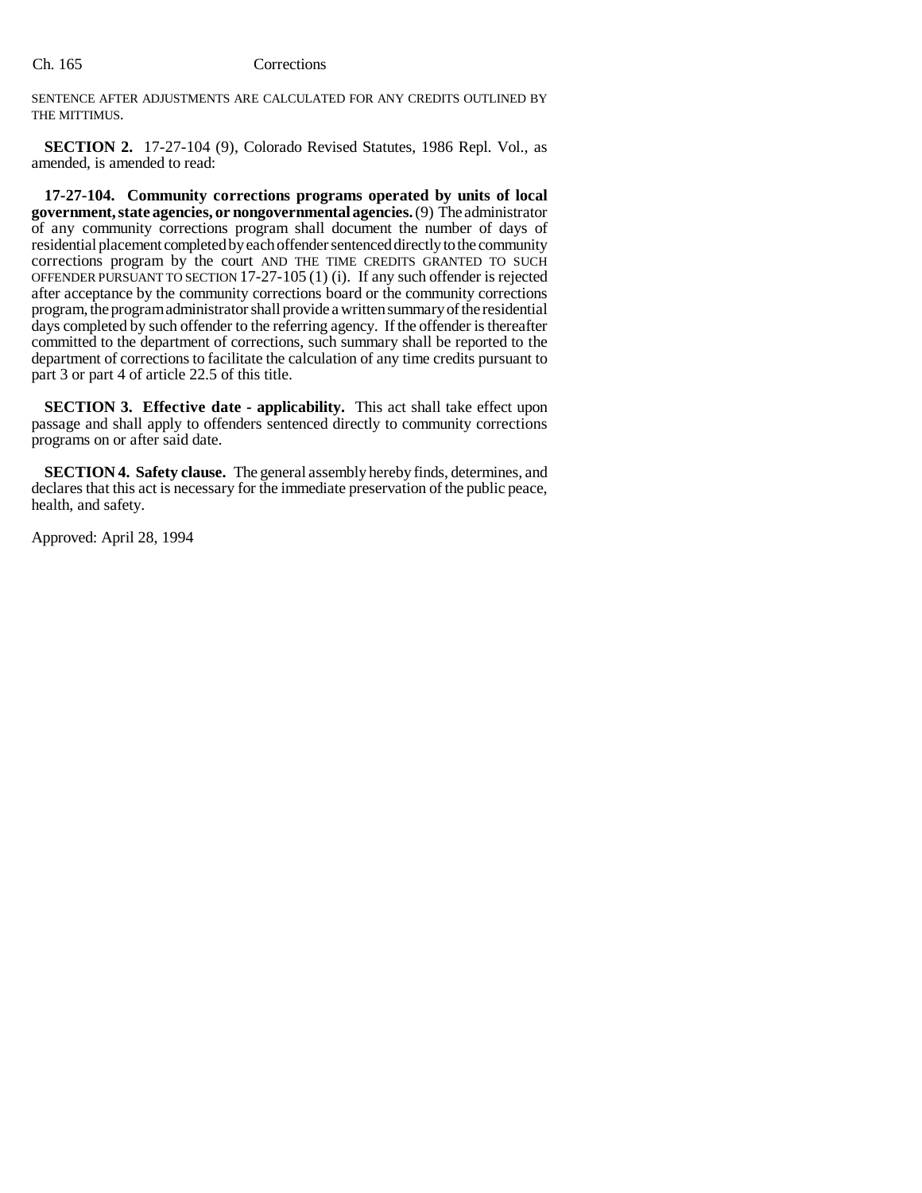SENTENCE AFTER ADJUSTMENTS ARE CALCULATED FOR ANY CREDITS OUTLINED BY THE MITTIMUS.

**SECTION 2.** 17-27-104 (9), Colorado Revised Statutes, 1986 Repl. Vol., as amended, is amended to read:

**17-27-104. Community corrections programs operated by units of local government, state agencies, or nongovernmental agencies.** (9) The administrator of any community corrections program shall document the number of days of residential placement completed by each offender sentenced directly to the community corrections program by the court AND THE TIME CREDITS GRANTED TO SUCH OFFENDER PURSUANT TO SECTION 17-27-105 (1) (i). If any such offender is rejected after acceptance by the community corrections board or the community corrections program, the program administrator shall provide a written summary of the residential days completed by such offender to the referring agency. If the offender is thereafter committed to the department of corrections, such summary shall be reported to the department of corrections to facilitate the calculation of any time credits pursuant to part 3 or part 4 of article 22.5 of this title.

**SECTION 3. Effective date - applicability.** This act shall take effect upon passage and shall apply to offenders sentenced directly to community corrections programs on or after said date.

**SECTION 4. Safety clause.** The general assembly hereby finds, determines, and declares that this act is necessary for the immediate preservation of the public peace, health, and safety.

Approved: April 28, 1994